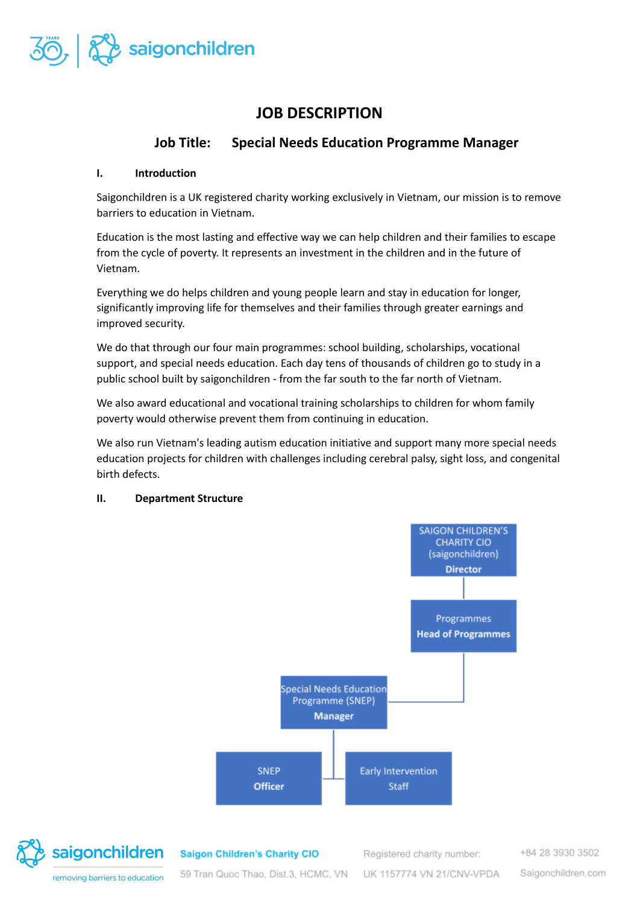# JOB DESCRIPTION

## Job Title: Special Needs Education Programme Manager

### I. Introduction

Saigonchildren is a UK registered charity working exclusively in Vietnam, our mission is to remove barriers to education in Vietnam.

Education is the most lasting and effective way we can help children and their families to escape from the cycle of poverty. It represents an investment in the children and in the future of Vietnam.

Everything we do helps children and young people learn and stay in education for longer, significantly improving life for themselves and their families through greater earnings and improved security.

We do that through our four main programmes: school building, scholarships, vocational support, and special needs education. Each day tens of thousands of children go to study in a public school built by saigonchildren - from the far south to the far north of Vietnam.

We also award educational and vocational training scholarships to children for whom family poverty would otherwise prevent them from continuing in education.

We also run Vietnam's leading autism education initiative and support many more special needs education projects for children with challenges including cerebral palsy, sight loss, and congenital birth defects.

### II. Department Structure

- SAIGON CHILDREN'S CHARITY CIO (saigonchildren) **Director**
  - Programmes **Head of Programmes**
    - Special Needs Education Programme (SNEP) **Manager**
      - SNEP **Officer**
      - Early Intervention Staff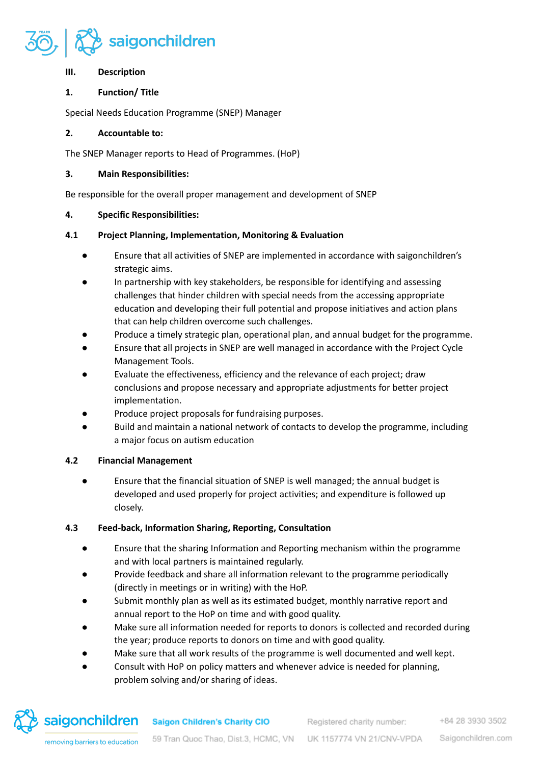## III. Description

### 1. Function/ Title

Special Needs Education Programme (SNEP) Manager

### 2. Accountable to:

The SNEP Manager reports to Head of Programmes. (HoP)

### 3. Main Responsibilities:

Be responsible for the overall proper management and development of SNEP

### 4. Specific Responsibilities:

#### 4.1 Project Planning, Implementation, Monitoring & Evaluation

- Ensure that all activities of SNEP are implemented in accordance with saigonchildren's strategic aims.
- In partnership with key stakeholders, be responsible for identifying and assessing challenges that hinder children with special needs from the accessing appropriate education and developing their full potential and propose initiatives and action plans that can help children overcome such challenges.
- Produce a timely strategic plan, operational plan, and annual budget for the programme.
- Ensure that all projects in SNEP are well managed in accordance with the Project Cycle Management Tools.
- Evaluate the effectiveness, efficiency and the relevance of each project; draw conclusions and propose necessary and appropriate adjustments for better project implementation.
- Produce project proposals for fundraising purposes.
- Build and maintain a national network of contacts to develop the programme, including a major focus on autism education

#### 4.2 Financial Management

- Ensure that the financial situation of SNEP is well managed; the annual budget is developed and used properly for project activities; and expenditure is followed up closely.

#### 4.3 Feed-back, Information Sharing, Reporting, Consultation

- Ensure that the sharing Information and Reporting mechanism within the programme and with local partners is maintained regularly.
- Provide feedback and share all information relevant to the programme periodically (directly in meetings or in writing) with the HoP.
- Submit monthly plan as well as its estimated budget, monthly narrative report and annual report to the HoP on time and with good quality.
- Make sure all information needed for reports to donors is collected and recorded during the year; produce reports to donors on time and with good quality.
- Make sure that all work results of the programme is well documented and well kept.
- Consult with HoP on policy matters and whenever advice is needed for planning, problem solving and/or sharing of ideas.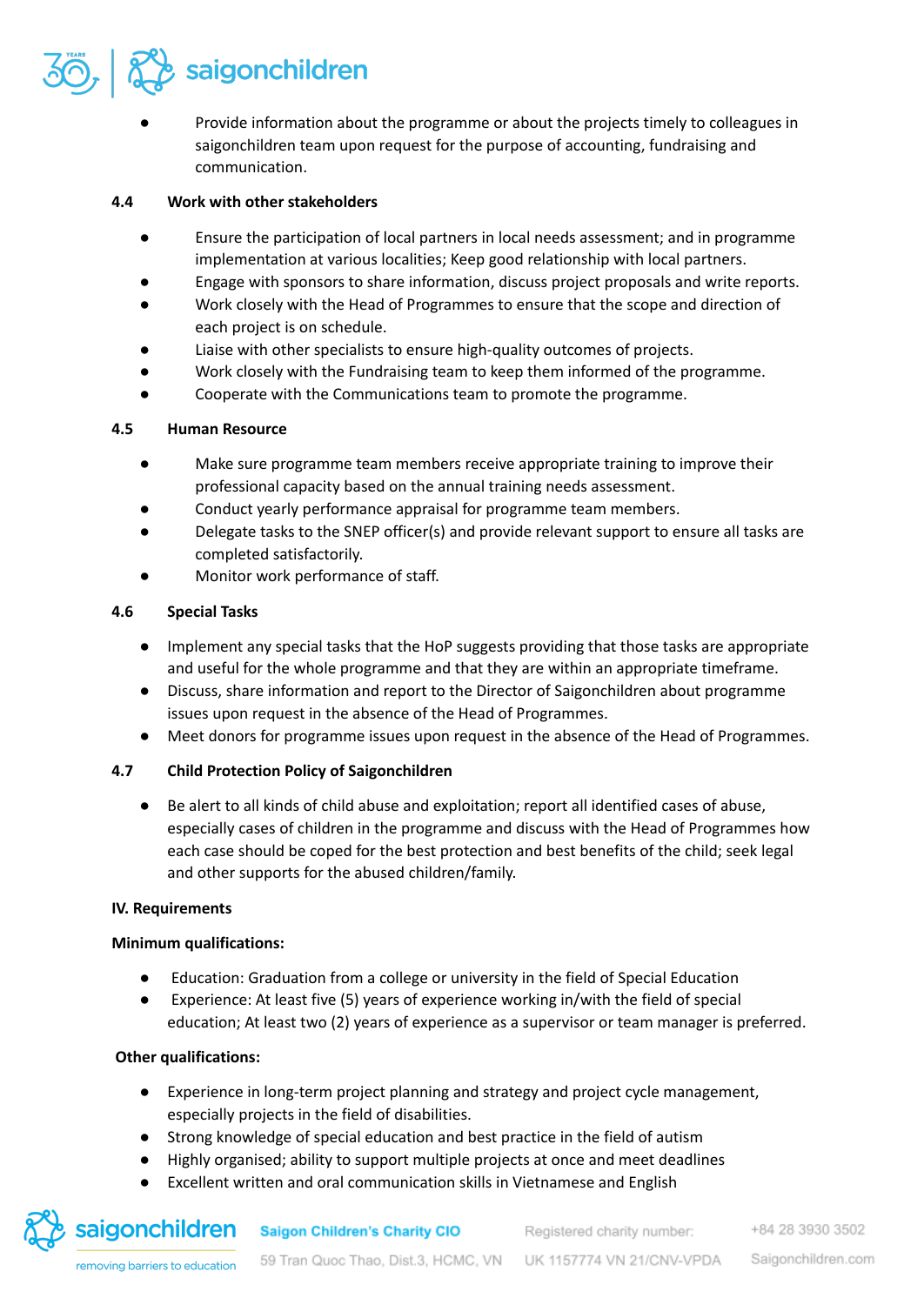- Provide information about the programme or about the projects timely to colleagues in saigonchildren team upon request for the purpose of accounting, fundraising and communication.

**4.4 Work with other stakeholders**

- Ensure the participation of local partners in local needs assessment; and in programme implementation at various localities; Keep good relationship with local partners.
- Engage with sponsors to share information, discuss project proposals and write reports.
- Work closely with the Head of Programmes to ensure that the scope and direction of each project is on schedule.
- Liaise with other specialists to ensure high-quality outcomes of projects.
- Work closely with the Fundraising team to keep them informed of the programme.
- Cooperate with the Communications team to promote the programme.

**4.5 Human Resource**

- Make sure programme team members receive appropriate training to improve their professional capacity based on the annual training needs assessment.
- Conduct yearly performance appraisal for programme team members.
- Delegate tasks to the SNEP officer(s) and provide relevant support to ensure all tasks are completed satisfactorily.
- Monitor work performance of staff.

**4.6 Special Tasks**

- Implement any special tasks that the HoP suggests providing that those tasks are appropriate and useful for the whole programme and that they are within an appropriate timeframe.
- Discuss, share information and report to the Director of Saigonchildren about programme issues upon request in the absence of the Head of Programmes.
- Meet donors for programme issues upon request in the absence of the Head of Programmes.

**4.7 Child Protection Policy of Saigonchildren**

- Be alert to all kinds of child abuse and exploitation; report all identified cases of abuse, especially cases of children in the programme and discuss with the Head of Programmes how each case should be coped for the best protection and best benefits of the child; seek legal and other supports for the abused children/family.

**IV. Requirements**

**Minimum qualifications:**

- Education: Graduation from a college or university in the field of Special Education
- Experience: At least five (5) years of experience working in/with the field of special education; At least two (2) years of experience as a supervisor or team manager is preferred.

**Other qualifications:**

- Experience in long-term project planning and strategy and project cycle management, especially projects in the field of disabilities.
- Strong knowledge of special education and best practice in the field of autism
- Highly organised; ability to support multiple projects at once and meet deadlines
- Excellent written and oral communication skills in Vietnamese and English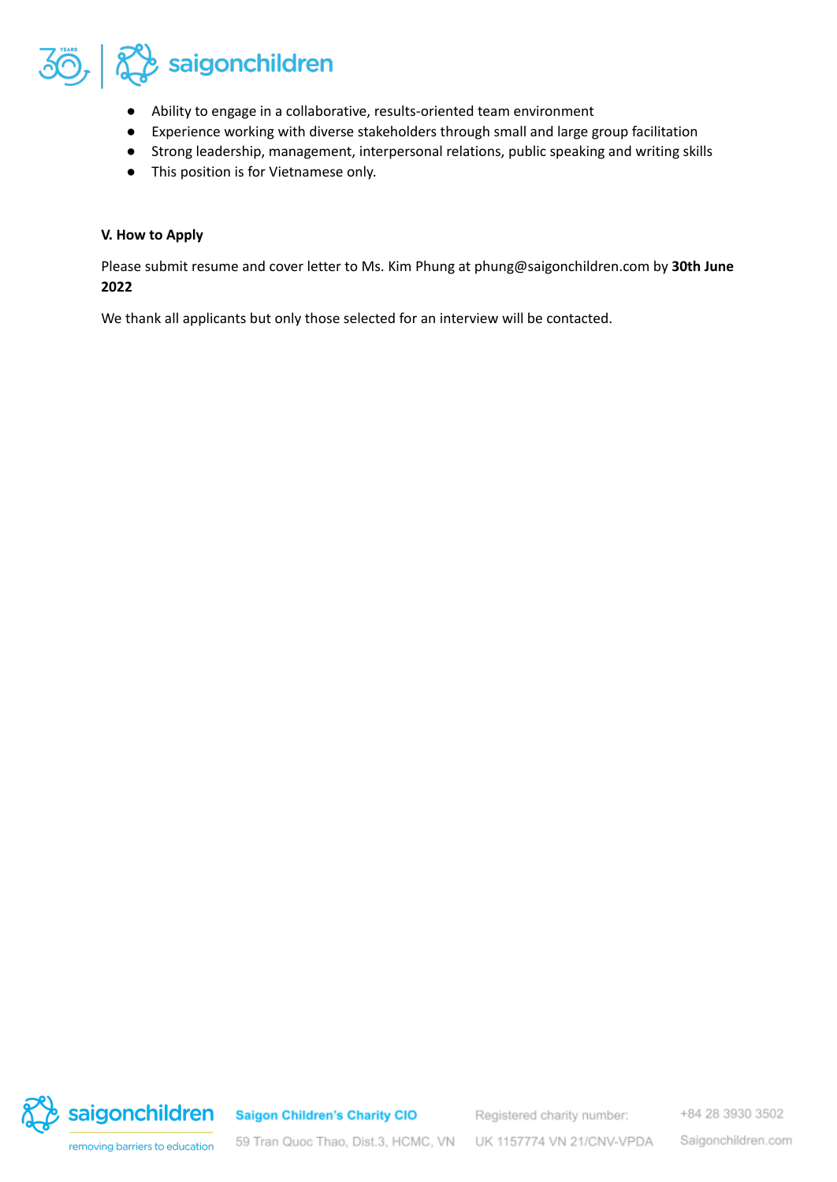- Ability to engage in a collaborative, results-oriented team environment
- Experience working with diverse stakeholders through small and large group facilitation
- Strong leadership, management, interpersonal relations, public speaking and writing skills
- This position is for Vietnamese only.

**V. How to Apply**

Please submit resume and cover letter to Ms. Kim Phung at phung@saigonchildren.com by **30th June 2022**

We thank all applicants but only those selected for an interview will be contacted.